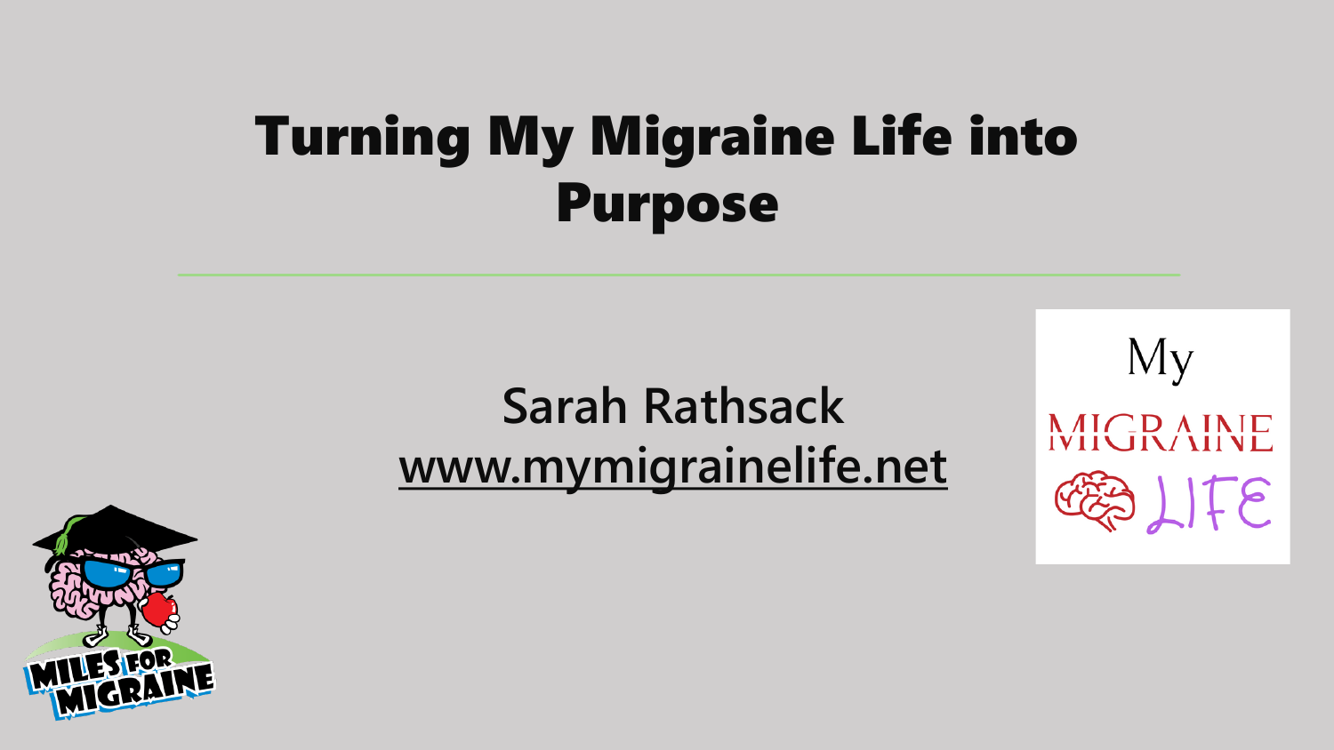# Turning My Migraine Life into Purpose

Sarah Rathsack
www.mymigrainelife.net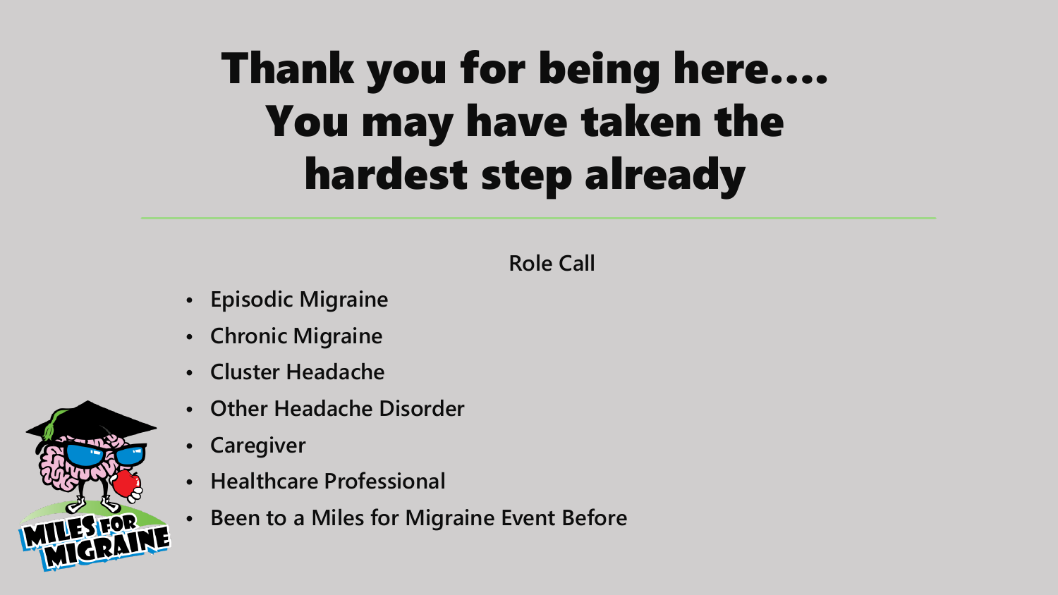# Thank you for being here.... You may have taken the hardest step already

**Role Call**

- **Episodic Migraine**
- **Chronic Migraine**
- **Cluster Headache**
- **Other Headache Disorder**
- **Caregiver**
- **Healthcare Professional**
- **Been to a Miles for Migraine Event Before**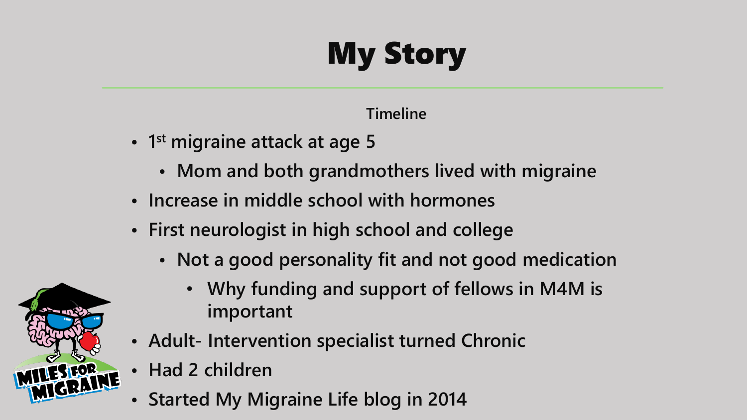# My Story

**Timeline**

- 1st migraine attack at age 5
  - Mom and both grandmothers lived with migraine
- Increase in middle school with hormones
- First neurologist in high school and college
  - Not a good personality fit and not good medication
    - Why funding and support of fellows in M4M is important
- Adult- Intervention specialist turned Chronic
- Had 2 children
- Started My Migraine Life blog in 2014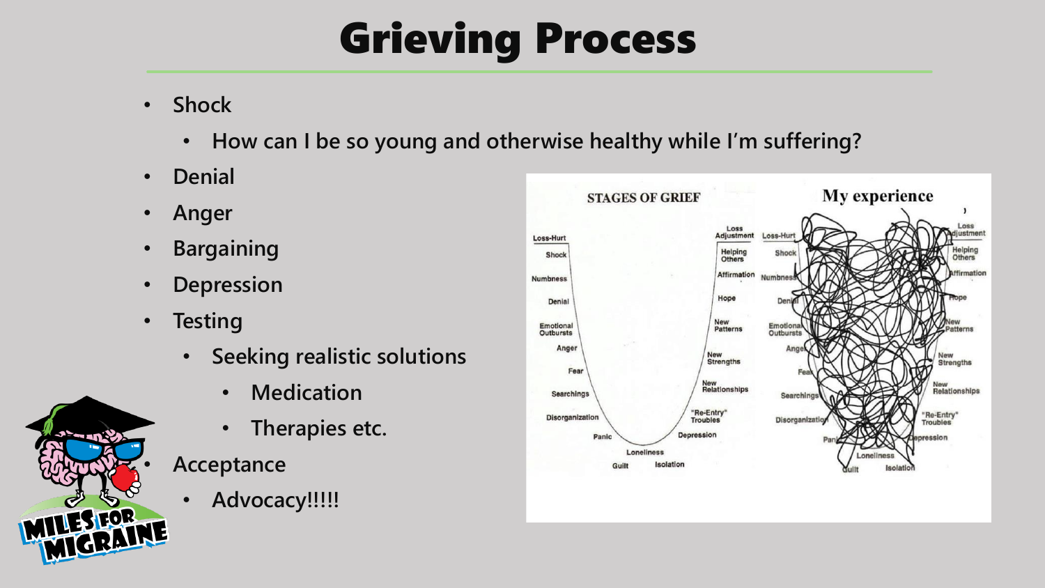# Grieving Process

- Shock
  - How can I be so young and otherwise healthy while I'm suffering?
- Denial
- Anger
- Bargaining
- Depression
- Testing
  - Seeking realistic solutions
    - Medication
    - Therapies etc.
- Acceptance
  - Advocacy!!!!!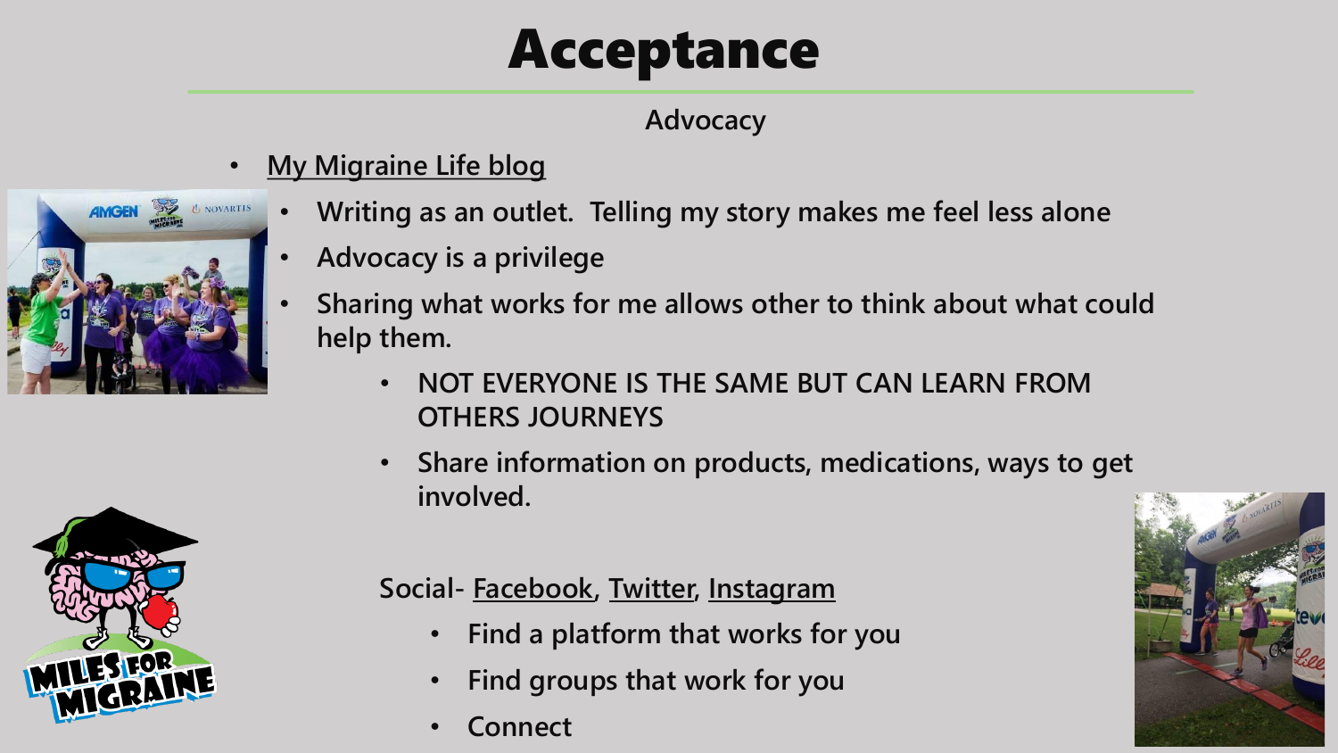# Acceptance

### Advocacy

- My Migraine Life blog
  - **Writing as an outlet. Telling my story makes me feel less alone**
  - **Advocacy is a privilege**
  - **Sharing what works for me allows other to think about what could help them.**
    - **NOT EVERYONE IS THE SAME BUT CAN LEARN FROM OTHERS JOURNEYS**
    - **Share information on products, medications, ways to get involved.**

**Social-** Facebook, Twitter, Instagram

- **Find a platform that works for you**
- **Find groups that work for you**
- **Connect**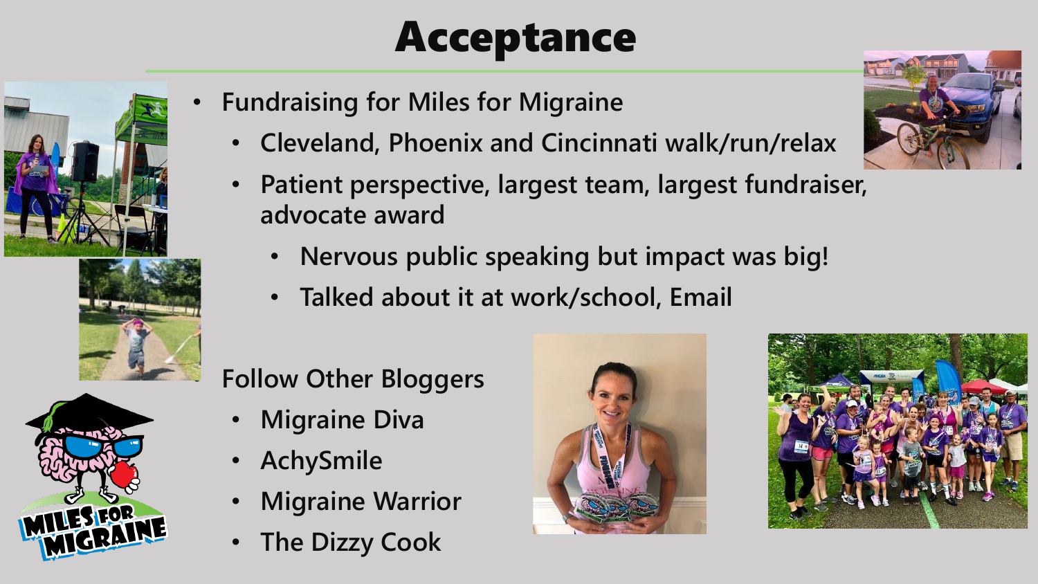# Acceptance

- Fundraising for Miles for Migraine
  - Cleveland, Phoenix and Cincinnati walk/run/relax
  - Patient perspective, largest team, largest fundraiser, advocate award
    - Nervous public speaking but impact was big!
    - Talked about it at work/school, Email

- Follow Other Bloggers
  - Migraine Diva
  - AchySmile
  - Migraine Warrior
  - The Dizzy Cook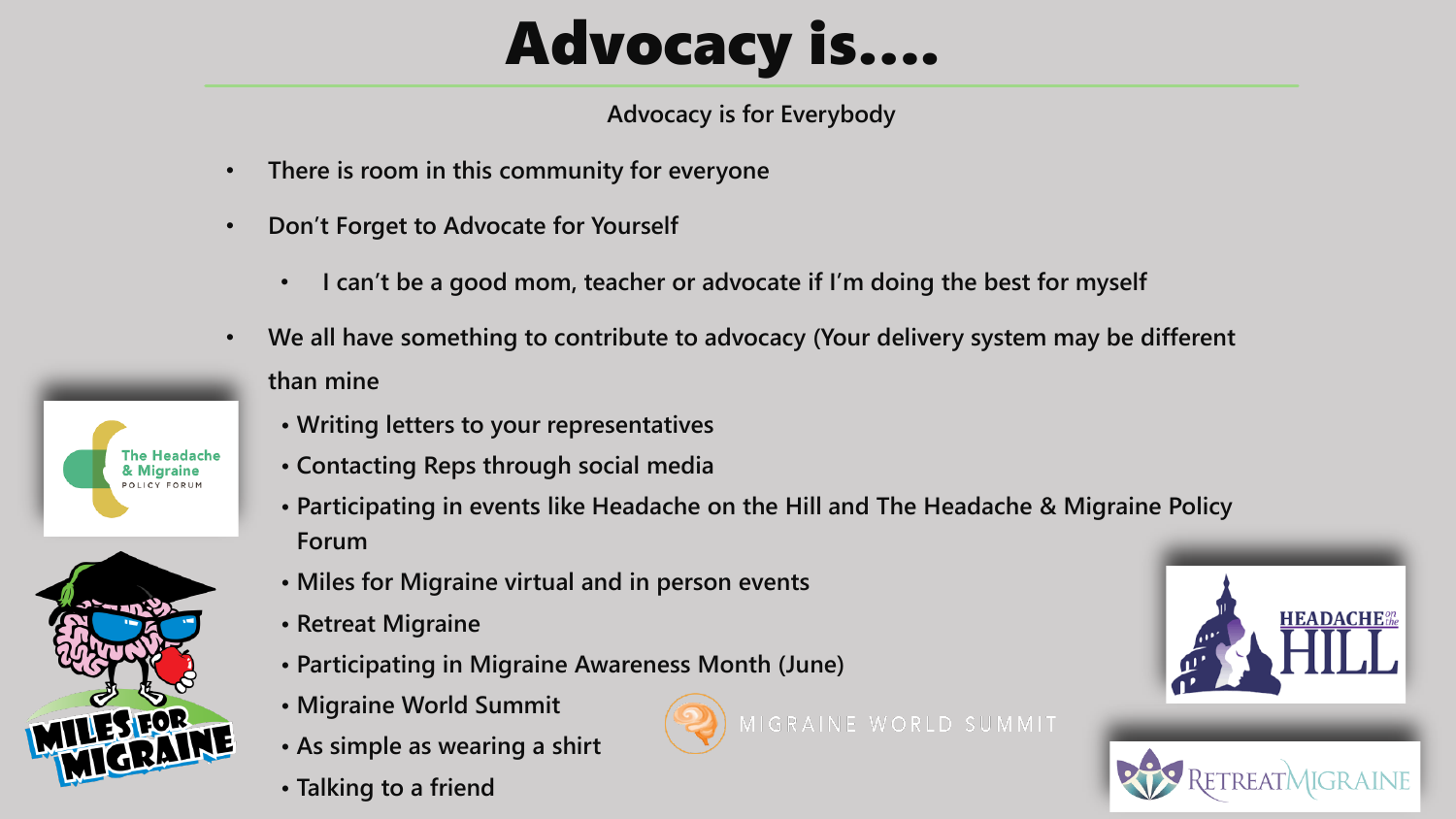# Advocacy is....

Advocacy is for Everybody

- There is room in this community for everyone
- Don't Forget to Advocate for Yourself
  - I can't be a good mom, teacher or advocate if I'm doing the best for myself
- We all have something to contribute to advocacy (Your delivery system may be different than mine
  - Writing letters to your representatives
  - Contacting Reps through social media
  - Participating in events like Headache on the Hill and The Headache & Migraine Policy Forum
  - Miles for Migraine virtual and in person events
  - Retreat Migraine
  - Participating in Migraine Awareness Month (June)
  - Migraine World Summit
  - As simple as wearing a shirt
  - Talking to a friend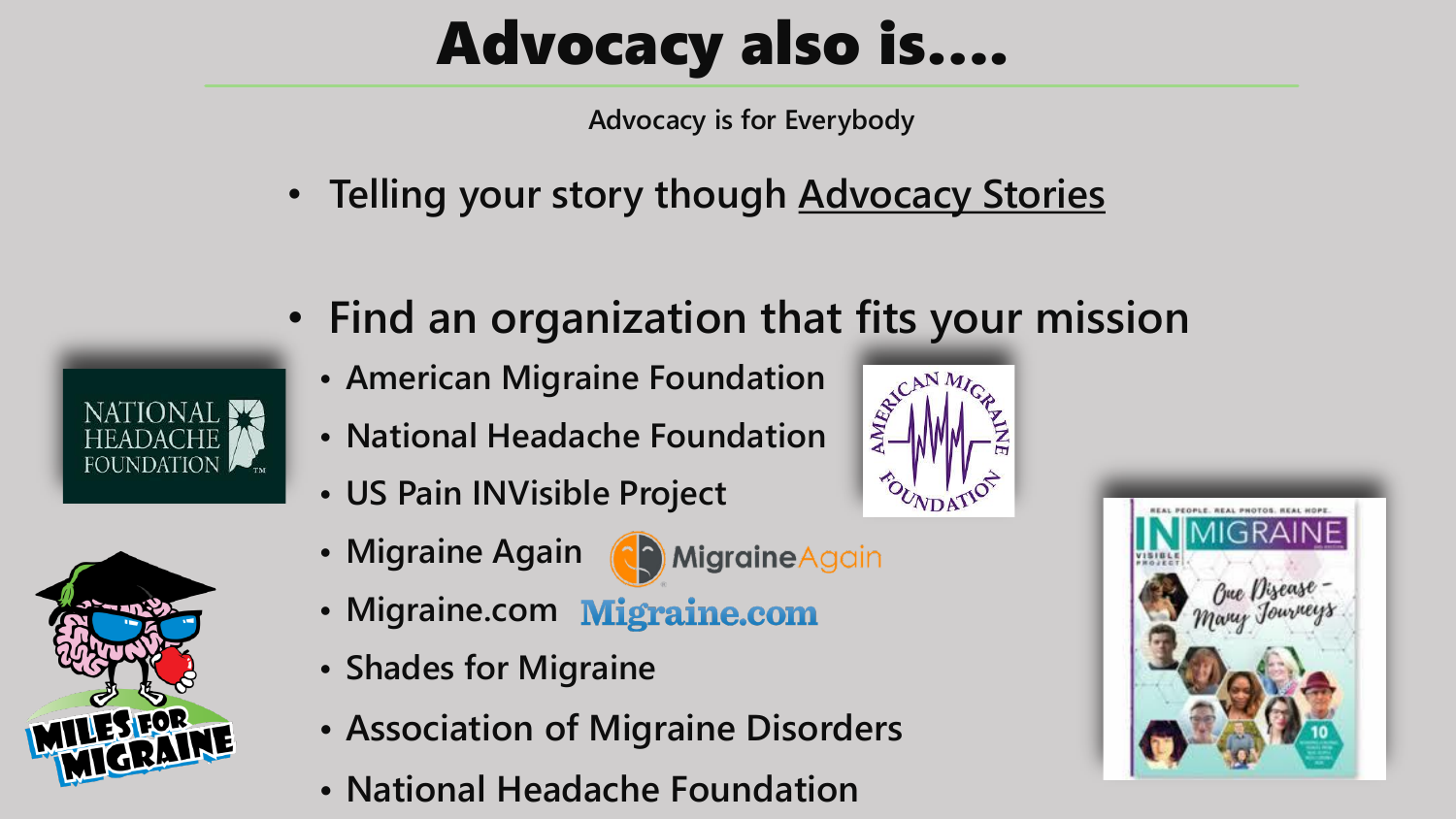# Advocacy also is....

Advocacy is for Everybody

- Telling your story though Advocacy Stories
- Find an organization that fits your mission
  - American Migraine Foundation
  - National Headache Foundation
  - US Pain INVisible Project
  - Migraine Again
  - Migraine.com
  - Shades for Migraine
  - Association of Migraine Disorders
  - National Headache Foundation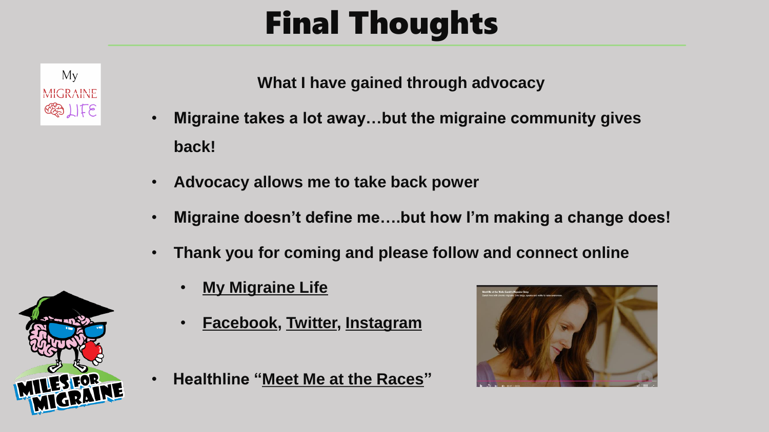# Final Thoughts

**What I have gained through advocacy**

- **Migraine takes a lot away…but the migraine community gives back!**
- **Advocacy allows me to take back power**
- **Migraine doesn't define me….but how I'm making a change does!**
- **Thank you for coming and please follow and connect online**
  - **My Migraine Life**
  - **Facebook, Twitter, Instagram**
- **Healthline "Meet Me at the Races"**